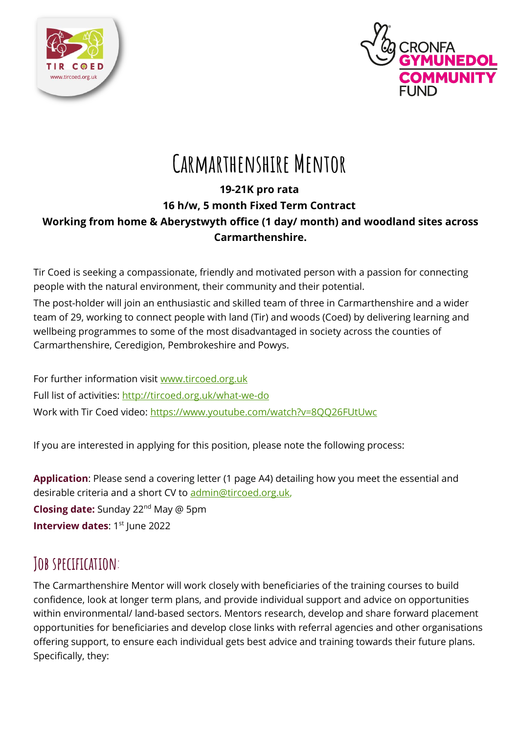# Carmarthenshire Mentor

**19-21K pro rata**

**16 h/w, 5 month Fixed Term Contract**

**Working from home & Aberystwyth office (1 day/ month) and woodland sites across Carmarthenshire.**

Tir Coed is seeking a compassionate, friendly and motivated person with a passion for connecting people with the natural environment, their community and their potential.

The post-holder will join an enthusiastic and skilled team of three in Carmarthenshire and a wider team of 29, working to connect people with land (Tir) and woods (Coed) by delivering learning and wellbeing programmes to some of the most disadvantaged in society across the counties of Carmarthenshire, Ceredigion, Pembrokeshire and Powys.

For further information visit www.tircoed.org.uk

Full list of activities: http://tircoed.org.uk/what-we-do

Work with Tir Coed video: https://www.youtube.com/watch?v=8QQ26FUtUwc

If you are interested in applying for this position, please note the following process:

**Application**: Please send a covering letter (1 page A4) detailing how you meet the essential and desirable criteria and a short CV to admin@tircoed.org.uk,

**Closing date:** Sunday 22nd May @ 5pm

**Interview dates**: 1st June 2022

## Job specification:

The Carmarthenshire Mentor will work closely with beneficiaries of the training courses to build confidence, look at longer term plans, and provide individual support and advice on opportunities within environmental/ land-based sectors. Mentors research, develop and share forward placement opportunities for beneficiaries and develop close links with referral agencies and other organisations offering support, to ensure each individual gets best advice and training towards their future plans. Specifically, they: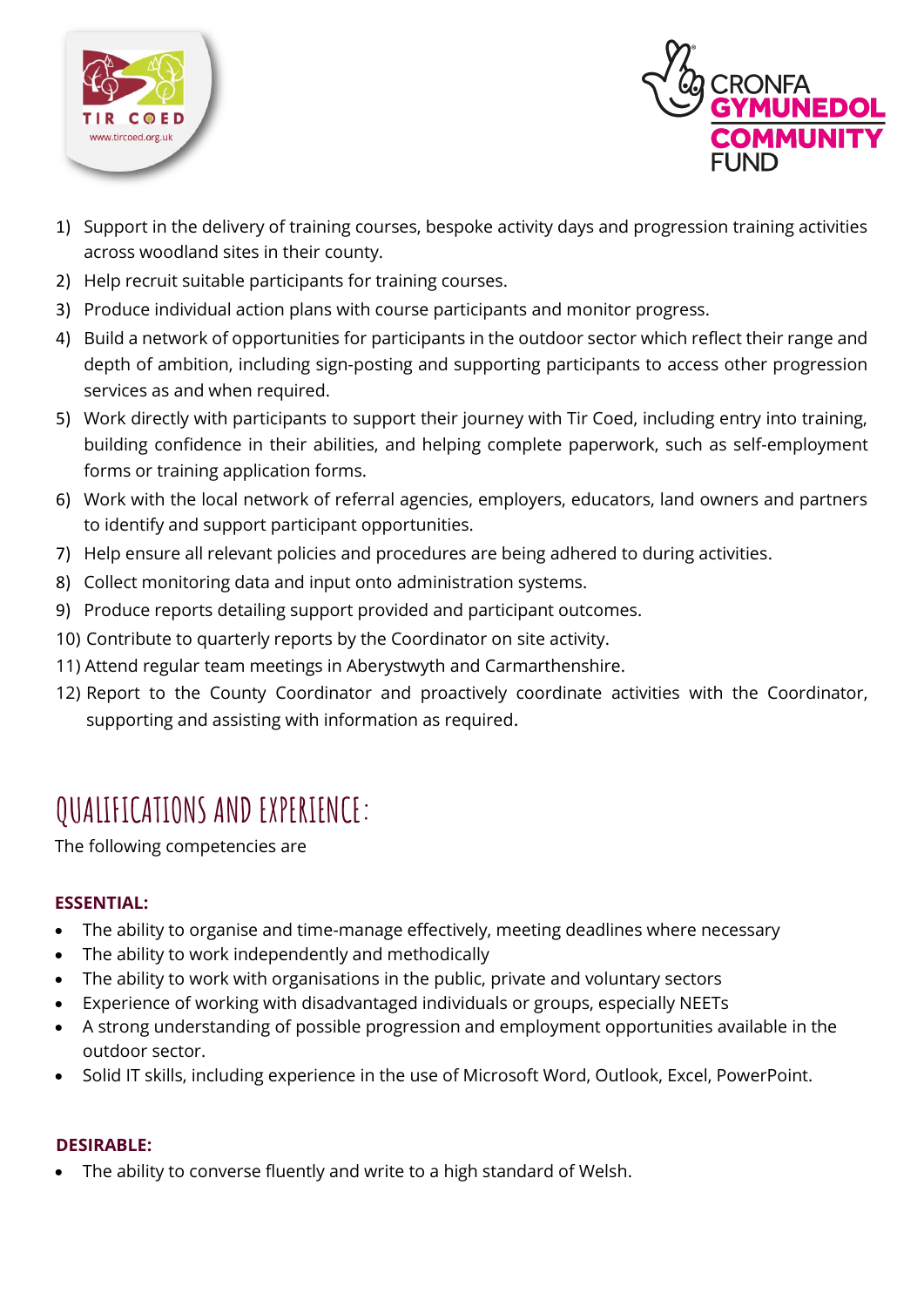1) Support in the delivery of training courses, bespoke activity days and progression training activities across woodland sites in their county.
2) Help recruit suitable participants for training courses.
3) Produce individual action plans with course participants and monitor progress.
4) Build a network of opportunities for participants in the outdoor sector which reflect their range and depth of ambition, including sign-posting and supporting participants to access other progression services as and when required.
5) Work directly with participants to support their journey with Tir Coed, including entry into training, building confidence in their abilities, and helping complete paperwork, such as self-employment forms or training application forms.
6) Work with the local network of referral agencies, employers, educators, land owners and partners to identify and support participant opportunities.
7) Help ensure all relevant policies and procedures are being adhered to during activities.
8) Collect monitoring data and input onto administration systems.
9) Produce reports detailing support provided and participant outcomes.
10) Contribute to quarterly reports by the Coordinator on site activity.
11) Attend regular team meetings in Aberystwyth and Carmarthenshire.
12) Report to the County Coordinator and proactively coordinate activities with the Coordinator, supporting and assisting with information as required.

# QUALIFICATIONS AND EXPERIENCE:

The following competencies are

**ESSENTIAL:**

- The ability to organise and time-manage effectively, meeting deadlines where necessary
- The ability to work independently and methodically
- The ability to work with organisations in the public, private and voluntary sectors
- Experience of working with disadvantaged individuals or groups, especially NEETs
- A strong understanding of possible progression and employment opportunities available in the outdoor sector.
- Solid IT skills, including experience in the use of Microsoft Word, Outlook, Excel, PowerPoint.

**DESIRABLE:**

- The ability to converse fluently and write to a high standard of Welsh.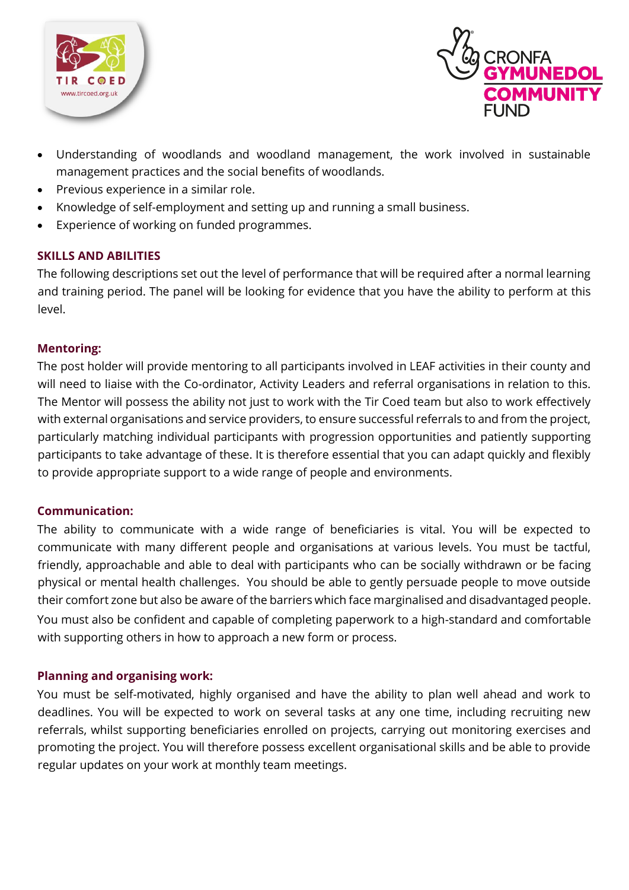- Understanding of woodlands and woodland management, the work involved in sustainable management practices and the social benefits of woodlands.
- Previous experience in a similar role.
- Knowledge of self-employment and setting up and running a small business.
- Experience of working on funded programmes.

## SKILLS AND ABILITIES

The following descriptions set out the level of performance that will be required after a normal learning and training period. The panel will be looking for evidence that you have the ability to perform at this level.

### Mentoring:

The post holder will provide mentoring to all participants involved in LEAF activities in their county and will need to liaise with the Co-ordinator, Activity Leaders and referral organisations in relation to this. The Mentor will possess the ability not just to work with the Tir Coed team but also to work effectively with external organisations and service providers, to ensure successful referrals to and from the project, particularly matching individual participants with progression opportunities and patiently supporting participants to take advantage of these. It is therefore essential that you can adapt quickly and flexibly to provide appropriate support to a wide range of people and environments.

### Communication:

The ability to communicate with a wide range of beneficiaries is vital. You will be expected to communicate with many different people and organisations at various levels. You must be tactful, friendly, approachable and able to deal with participants who can be socially withdrawn or be facing physical or mental health challenges. You should be able to gently persuade people to move outside their comfort zone but also be aware of the barriers which face marginalised and disadvantaged people. You must also be confident and capable of completing paperwork to a high-standard and comfortable with supporting others in how to approach a new form or process.

### Planning and organising work:

You must be self-motivated, highly organised and have the ability to plan well ahead and work to deadlines. You will be expected to work on several tasks at any one time, including recruiting new referrals, whilst supporting beneficiaries enrolled on projects, carrying out monitoring exercises and promoting the project. You will therefore possess excellent organisational skills and be able to provide regular updates on your work at monthly team meetings.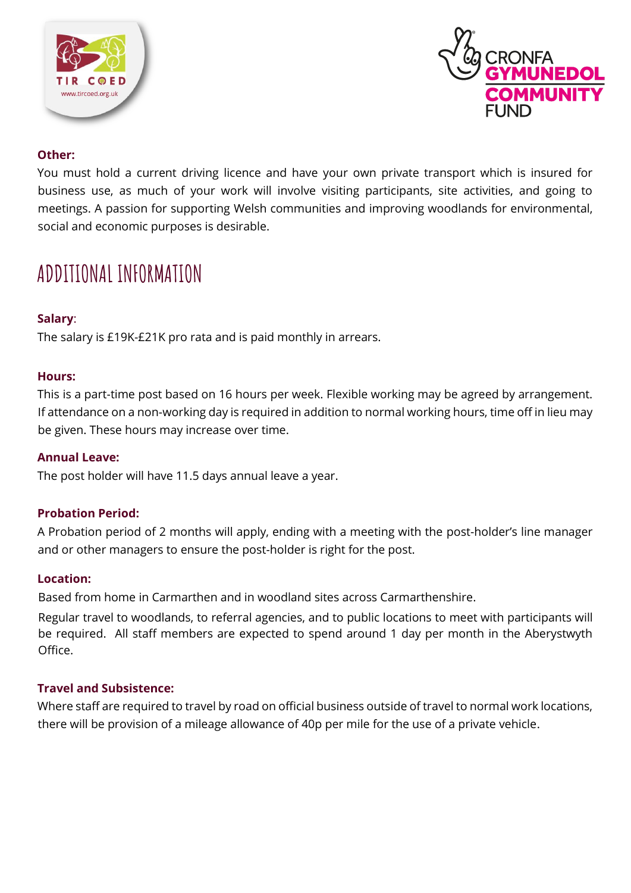**Other:**

You must hold a current driving licence and have your own private transport which is insured for business use, as much of your work will involve visiting participants, site activities, and going to meetings. A passion for supporting Welsh communities and improving woodlands for environmental, social and economic purposes is desirable.

# ADDITIONAL INFORMATION

**Salary**:

The salary is £19K-£21K pro rata and is paid monthly in arrears.

**Hours:**

This is a part-time post based on 16 hours per week. Flexible working may be agreed by arrangement. If attendance on a non-working day is required in addition to normal working hours, time off in lieu may be given. These hours may increase over time.

**Annual Leave:**

The post holder will have 11.5 days annual leave a year.

**Probation Period:**

A Probation period of 2 months will apply, ending with a meeting with the post-holder's line manager and or other managers to ensure the post-holder is right for the post.

**Location:**

Based from home in Carmarthen and in woodland sites across Carmarthenshire.

Regular travel to woodlands, to referral agencies, and to public locations to meet with participants will be required. All staff members are expected to spend around 1 day per month in the Aberystwyth Office.

**Travel and Subsistence:**

Where staff are required to travel by road on official business outside of travel to normal work locations, there will be provision of a mileage allowance of 40p per mile for the use of a private vehicle.